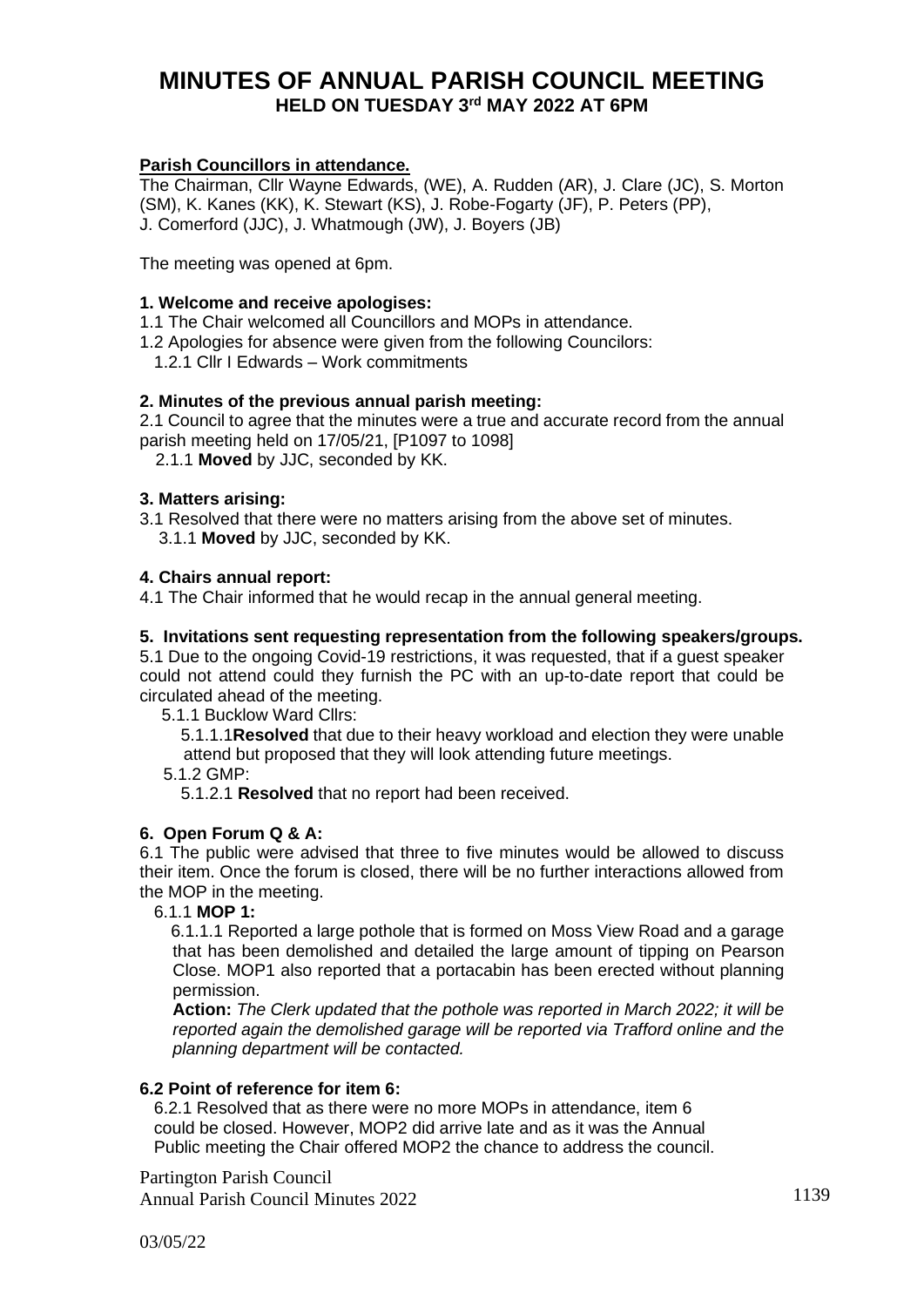# MINUTES OF ANNUAL PARISH COUNCIL MEETING
## HELD ON TUESDAY 3rd MAY 2022 AT 6PM

**Parish Councillors in attendance.**

The Chairman, Cllr Wayne Edwards, (WE), A. Rudden (AR), J. Clare (JC), S. Morton (SM), K. Kanes (KK), K. Stewart (KS), J. Robe-Fogarty (JF), P. Peters (PP), J. Comerford (JJC), J. Whatmough (JW), J. Boyers (JB)

The meeting was opened at 6pm.

**1. Welcome and receive apologises:**

1.1 The Chair welcomed all Councillors and MOPs in attendance.

1.2 Apologies for absence were given from the following Councilors:

1.2.1 Cllr I Edwards – Work commitments

**2. Minutes of the previous annual parish meeting:**

2.1 Council to agree that the minutes were a true and accurate record from the annual parish meeting held on 17/05/21, [P1097 to 1098]

2.1.1 **Moved** by JJC, seconded by KK.

**3. Matters arising:**

3.1 Resolved that there were no matters arising from the above set of minutes.

3.1.1 **Moved** by JJC, seconded by KK.

**4. Chairs annual report:**

4.1 The Chair informed that he would recap in the annual general meeting.

**5. Invitations sent requesting representation from the following speakers/groups.**

5.1 Due to the ongoing Covid-19 restrictions, it was requested, that if a guest speaker could not attend could they furnish the PC with an up-to-date report that could be circulated ahead of the meeting.

5.1.1 Bucklow Ward Cllrs:

5.1.1.1**Resolved** that due to their heavy workload and election they were unable attend but proposed that they will look attending future meetings.

5.1.2 GMP:

5.1.2.1 **Resolved** that no report had been received.

**6. Open Forum Q & A:**

6.1 The public were advised that three to five minutes would be allowed to discuss their item. Once the forum is closed, there will be no further interactions allowed from the MOP in the meeting.

6.1.1 **MOP 1:**

6.1.1.1 Reported a large pothole that is formed on Moss View Road and a garage that has been demolished and detailed the large amount of tipping on Pearson Close. MOP1 also reported that a portacabin has been erected without planning permission.

**Action:** *The Clerk updated that the pothole was reported in March 2022; it will be reported again the demolished garage will be reported via Trafford online and the planning department will be contacted.*

**6.2 Point of reference for item 6:**

6.2.1 Resolved that as there were no more MOPs in attendance, item 6 could be closed. However, MOP2 did arrive late and as it was the Annual Public meeting the Chair offered MOP2 the chance to address the council.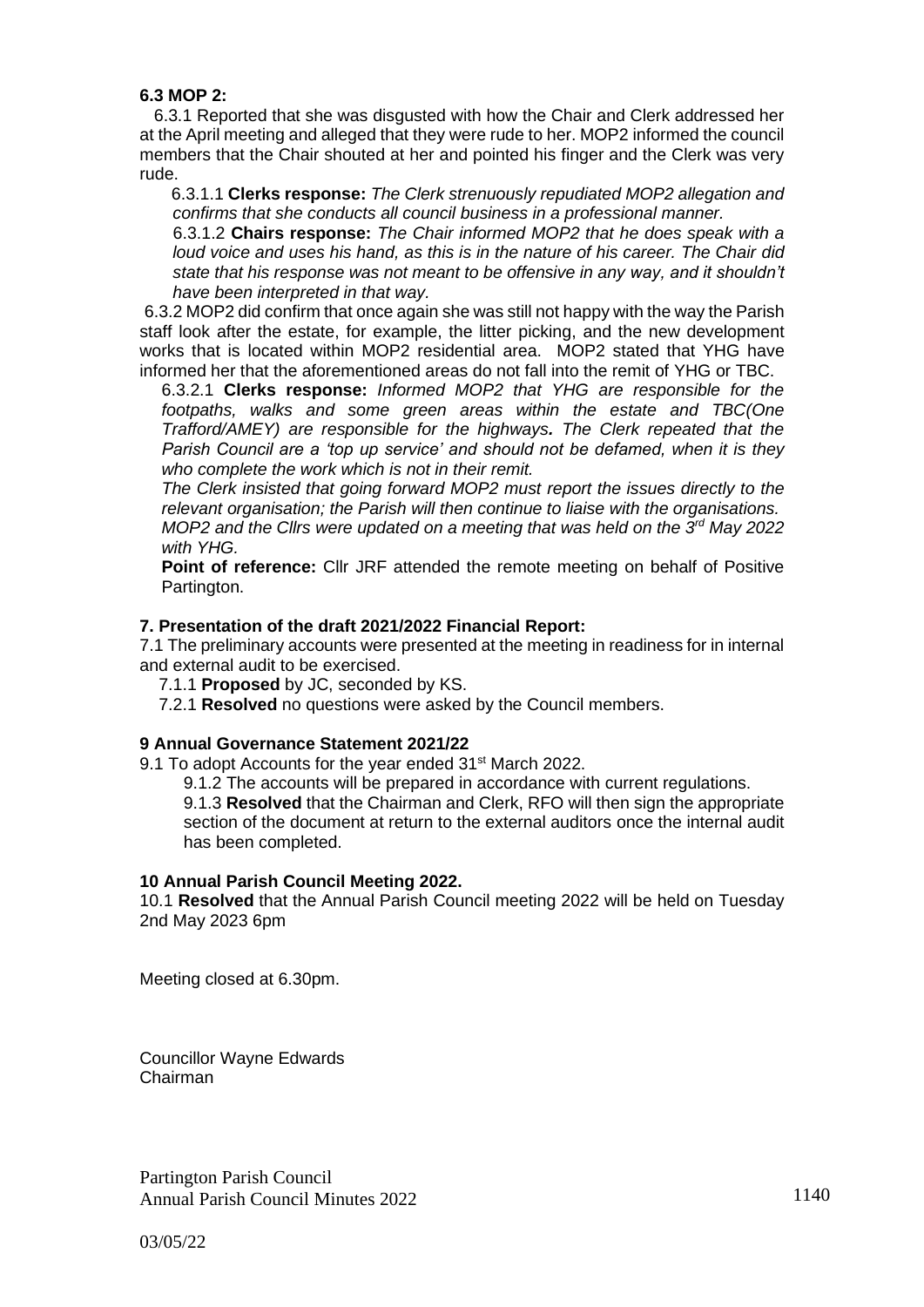**6.3 MOP 2:**

6.3.1 Reported that she was disgusted with how the Chair and Clerk addressed her at the April meeting and alleged that they were rude to her. MOP2 informed the council members that the Chair shouted at her and pointed his finger and the Clerk was very rude.

6.3.1.1 **Clerks response:** *The Clerk strenuously repudiated MOP2 allegation and confirms that she conducts all council business in a professional manner.*

6.3.1.2 **Chairs response:** *The Chair informed MOP2 that he does speak with a loud voice and uses his hand, as this is in the nature of his career. The Chair did state that his response was not meant to be offensive in any way, and it shouldn't have been interpreted in that way.*

6.3.2 MOP2 did confirm that once again she was still not happy with the way the Parish staff look after the estate, for example, the litter picking, and the new development works that is located within MOP2 residential area. MOP2 stated that YHG have informed her that the aforementioned areas do not fall into the remit of YHG or TBC.

6.3.2.1 **Clerks response:** *Informed MOP2 that YHG are responsible for the footpaths, walks and some green areas within the estate and TBC(One Trafford/AMEY) are responsible for the highways**.** The Clerk repeated that the Parish Council are a 'top up service' and should not be defamed, when it is they who complete the work which is not in their remit.*

*The Clerk insisted that going forward MOP2 must report the issues directly to the relevant organisation; the Parish will then continue to liaise with the organisations.*

*MOP2 and the Cllrs were updated on a meeting that was held on the 3rd May 2022 with YHG.*

**Point of reference:** Cllr JRF attended the remote meeting on behalf of Positive Partington.

**7. Presentation of the draft 2021/2022 Financial Report:**

7.1 The preliminary accounts were presented at the meeting in readiness for in internal and external audit to be exercised.

7.1.1 **Proposed** by JC, seconded by KS.

7.2.1 **Resolved** no questions were asked by the Council members.

**9 Annual Governance Statement 2021/22**

9.1 To adopt Accounts for the year ended 31st March 2022.

9.1.2 The accounts will be prepared in accordance with current regulations.

9.1.3 **Resolved** that the Chairman and Clerk, RFO will then sign the appropriate section of the document at return to the external auditors once the internal audit has been completed.

**10 Annual Parish Council Meeting 2022.**

10.1 **Resolved** that the Annual Parish Council meeting 2022 will be held on Tuesday 2nd May 2023 6pm

Meeting closed at 6.30pm.

Councillor Wayne Edwards
Chairman

Partington Parish Council
Annual Parish Council Minutes 2022

03/05/22